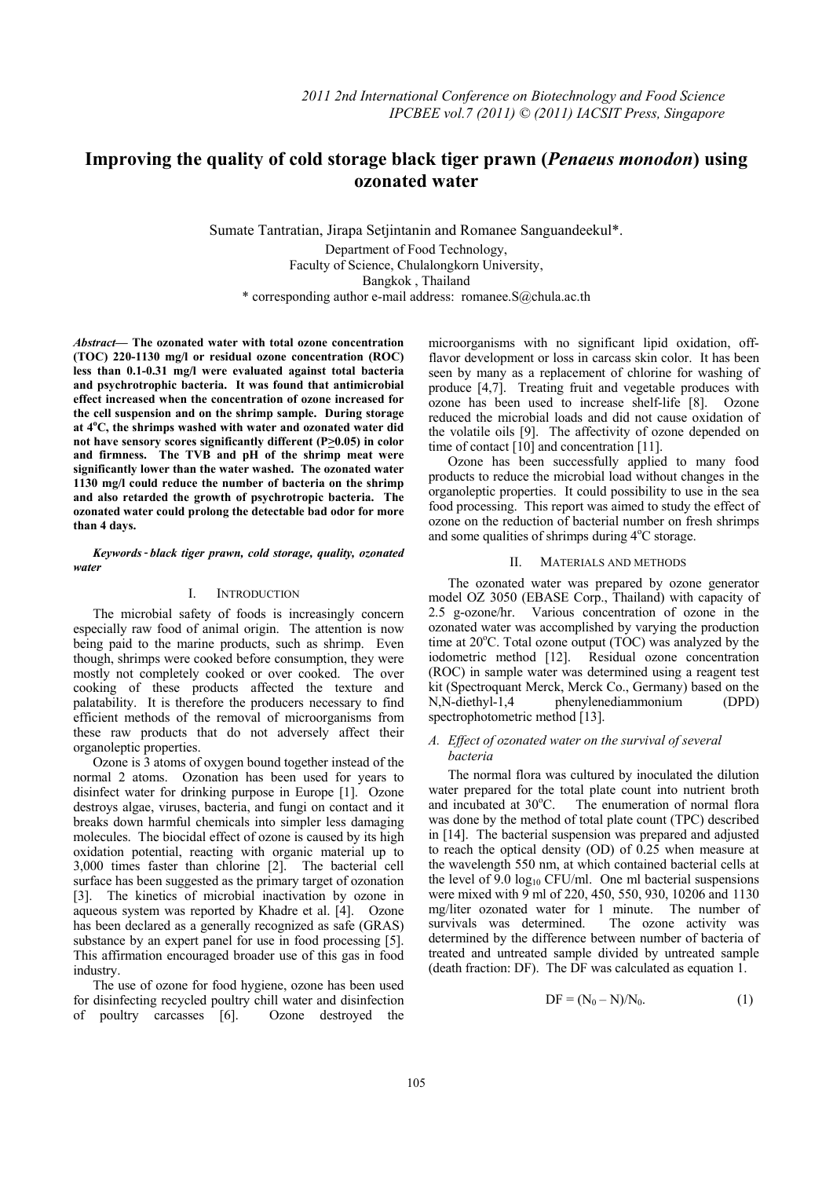# Improving the quality of cold storage black tiger prawn (*Penaeus monodon*) using ozonated water

Sumate Tantratian, Jirapa Setjintanin and Romanee Sanguandeekul*.

Department of Food Technology,
Faculty of Science, Chulalongkorn University,
Bangkok , Thailand
* corresponding author e-mail address: romanee.S@chula.ac.th

***Abstract*— The ozonated water with total ozone concentration (TOC) 220-1130 mg/l or residual ozone concentration (ROC) less than 0.1-0.31 mg/l were evaluated against total bacteria and psychrotrophic bacteria. It was found that antimicrobial effect increased when the concentration of ozone increased for the cell suspension and on the shrimp sample. During storage at 4°C, the shrimps washed with water and ozonated water did not have sensory scores significantly different (P≥0.05) in color and firmness. The TVB and pH of the shrimp meat were significantly lower than the water washed. The ozonated water 1130 mg/l could reduce the number of bacteria on the shrimp and also retarded the growth of psychrotropic bacteria. The ozonated water could prolong the detectable bad odor for more than 4 days.**

***Keywords*‑ *black tiger prawn, cold storage, quality, ozonated water***

## I. Introduction

The microbial safety of foods is increasingly concern especially raw food of animal origin. The attention is now being paid to the marine products, such as shrimp. Even though, shrimps were cooked before consumption, they were mostly not completely cooked or over cooked. The over cooking of these products affected the texture and palatability. It is therefore the producers necessary to find efficient methods of the removal of microorganisms from these raw products that do not adversely affect their organoleptic properties.

Ozone is 3 atoms of oxygen bound together instead of the normal 2 atoms. Ozonation has been used for years to disinfect water for drinking purpose in Europe [1]. Ozone destroys algae, viruses, bacteria, and fungi on contact and it breaks down harmful chemicals into simpler less damaging molecules. The biocidal effect of ozone is caused by its high oxidation potential, reacting with organic material up to 3,000 times faster than chlorine [2]. The bacterial cell surface has been suggested as the primary target of ozonation [3]. The kinetics of microbial inactivation by ozone in aqueous system was reported by Khadre et al. [4]. Ozone has been declared as a generally recognized as safe (GRAS) substance by an expert panel for use in food processing [5]. This affirmation encouraged broader use of this gas in food industry.

The use of ozone for food hygiene, ozone has been used for disinfecting recycled poultry chill water and disinfection of poultry carcasses [6]. Ozone destroyed the microorganisms with no significant lipid oxidation, off-flavor development or loss in carcass skin color. It has been seen by many as a replacement of chlorine for washing of produce [4,7]. Treating fruit and vegetable produces with ozone has been used to increase shelf-life [8]. Ozone reduced the microbial loads and did not cause oxidation of the volatile oils [9]. The affectivity of ozone depended on time of contact [10] and concentration [11].

Ozone has been successfully applied to many food products to reduce the microbial load without changes in the organoleptic properties. It could possibility to use in the sea food processing. This report was aimed to study the effect of ozone on the reduction of bacterial number on fresh shrimps and some qualities of shrimps during 4°C storage.

## II. Materials and methods

The ozonated water was prepared by ozone generator model OZ 3050 (EBASE Corp., Thailand) with capacity of 2.5 g-ozone/hr. Various concentration of ozone in the ozonated water was accomplished by varying the production time at 20°C. Total ozone output (TOC) was analyzed by the iodometric method [12]. Residual ozone concentration (ROC) in sample water was determined using a reagent test kit (Spectroquant Merck, Merck Co., Germany) based on the N,N-diethyl-1,4 phenylenediammonium (DPD) spectrophotometric method [13].

### *A. Effect of ozonated water on the survival of several bacteria*

The normal flora was cultured by inoculated the dilution water prepared for the total plate count into nutrient broth and incubated at 30°C. The enumeration of normal flora was done by the method of total plate count (TPC) described in [14]. The bacterial suspension was prepared and adjusted to reach the optical density (OD) of 0.25 when measure at the wavelength 550 nm, at which contained bacterial cells at the level of 9.0 $\log_{10}$ CFU/ml. One ml bacterial suspensions were mixed with 9 ml of 220, 450, 550, 930, 10206 and 1130 mg/liter ozonated water for 1 minute. The number of survivals was determined. The ozone activity was determined by the difference between number of bacteria of treated and untreated sample divided by untreated sample (death fraction: DF). The DF was calculated as equation 1.

$$DF = (N_0 - N)/N_0. \tag{1}$$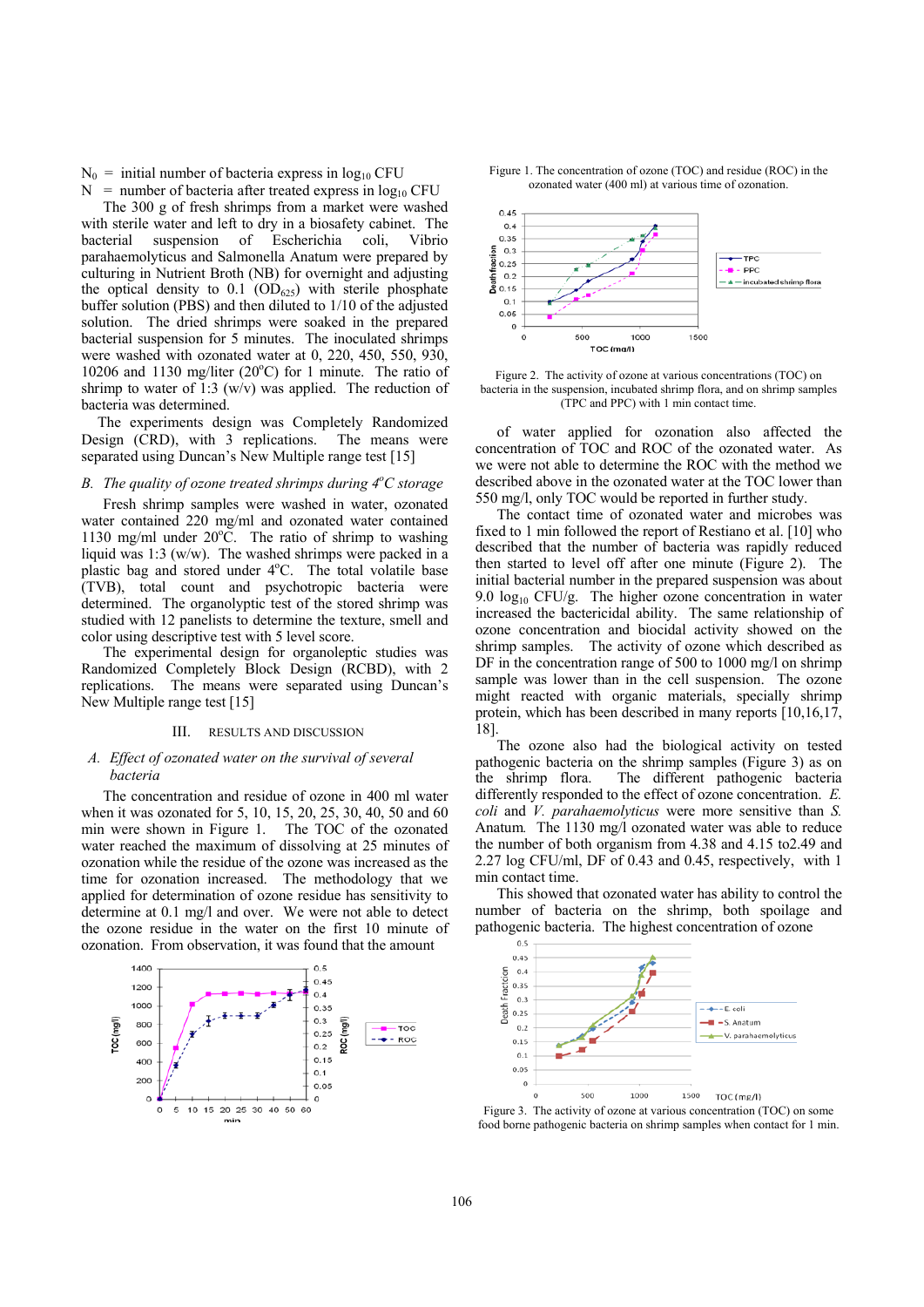$N_0$ = initial number of bacteria express in $\log_{10}$ CFU

$N$ = number of bacteria after treated express in $\log_{10}$ CFU

The 300 g of fresh shrimps from a market were washed with sterile water and left to dry in a biosafety cabinet. The bacterial suspension of Escherichia coli, Vibrio parahaemolyticus and Salmonella Anatum were prepared by culturing in Nutrient Broth (NB) for overnight and adjusting the optical density to 0.1 ($OD_{625}$) with sterile phosphate buffer solution (PBS) and then diluted to 1/10 of the adjusted solution. The dried shrimps were soaked in the prepared bacterial suspension for 5 minutes. The inoculated shrimps were washed with ozonated water at 0, 220, 450, 550, 930, 10206 and 1130 mg/liter (20°C) for 1 minute. The ratio of shrimp to water of 1:3 (w/v) was applied. The reduction of bacteria was determined.

The experiments design was Completely Randomized Design (CRD), with 3 replications. The means were separated using Duncan's New Multiple range test [15]

### *B. The quality of ozone treated shrimps during 4°C storage*

Fresh shrimp samples were washed in water, ozonated water contained 220 mg/ml and ozonated water contained 1130 mg/ml under 20°C. The ratio of shrimp to washing liquid was 1:3 (w/w). The washed shrimps were packed in a plastic bag and stored under 4°C. The total volatile base (TVB), total count and psychotropic bacteria were determined. The organolyptic test of the stored shrimp was studied with 12 panelists to determine the texture, smell and color using descriptive test with 5 level score.

The experimental design for organoleptic studies was Randomized Completely Block Design (RCBD), with 2 replications. The means were separated using Duncan's New Multiple range test [15]

## III. Results and Discussion

### *A. Effect of ozonated water on the survival of several bacteria*

The concentration and residue of ozone in 400 ml water when it was ozonated for 5, 10, 15, 20, 25, 30, 40, 50 and 60 min were shown in Figure 1. The TOC of the ozonated water reached the maximum of dissolving at 25 minutes of ozonation while the residue of the ozone was increased as the time for ozonation increased. The methodology that we applied for determination of ozone residue has sensitivity to determine at 0.1 mg/l and over. We were not able to detect the ozone residue in the water on the first 10 minute of ozonation. From observation, it was found that the amount

Figure 1. The concentration of ozone (TOC) and residue (ROC) in the ozonated water (400 ml) at various time of ozonation.

Figure 2. The activity of ozone at various concentrations (TOC) on bacteria in the suspension, incubated shrimp flora, and on shrimp samples (TPC and PPC) with 1 min contact time.

of water applied for ozonation also affected the concentration of TOC and ROC of the ozonated water. As we were not able to determine the ROC with the method we described above in the ozonated water at the TOC lower than 550 mg/l, only TOC would be reported in further study.

The contact time of ozonated water and microbes was fixed to 1 min followed the report of Restiano et al. [10] who described that the number of bacteria was rapidly reduced then started to level off after one minute (Figure 2). The initial bacterial number in the prepared suspension was about 9.0 $\log_{10}$ CFU/g. The higher ozone concentration in water increased the bactericidal ability. The same relationship of ozone concentration and biocidal activity showed on the shrimp samples. The activity of ozone which described as DF in the concentration range of 500 to 1000 mg/l on shrimp sample was lower than in the cell suspension. The ozone might reacted with organic materials, specially shrimp protein, which has been described in many reports [10,16,17, 18].

The ozone also had the biological activity on tested pathogenic bacteria on the shrimp samples (Figure 3) as on the shrimp flora. The different pathogenic bacteria differently responded to the effect of ozone concentration. *E. coli* and *V. parahaemolyticus* were more sensitive than *S.* Anatum. The 1130 mg/l ozonated water was able to reduce the number of both organism from 4.38 and 4.15 to2.49 and 2.27 log CFU/ml, DF of 0.43 and 0.45, respectively, with 1 min contact time.

This showed that ozonated water has ability to control the number of bacteria on the shrimp, both spoilage and pathogenic bacteria. The highest concentration of ozone

Figure 3. The activity of ozone at various concentration (TOC) on some food borne pathogenic bacteria on shrimp samples when contact for 1 min.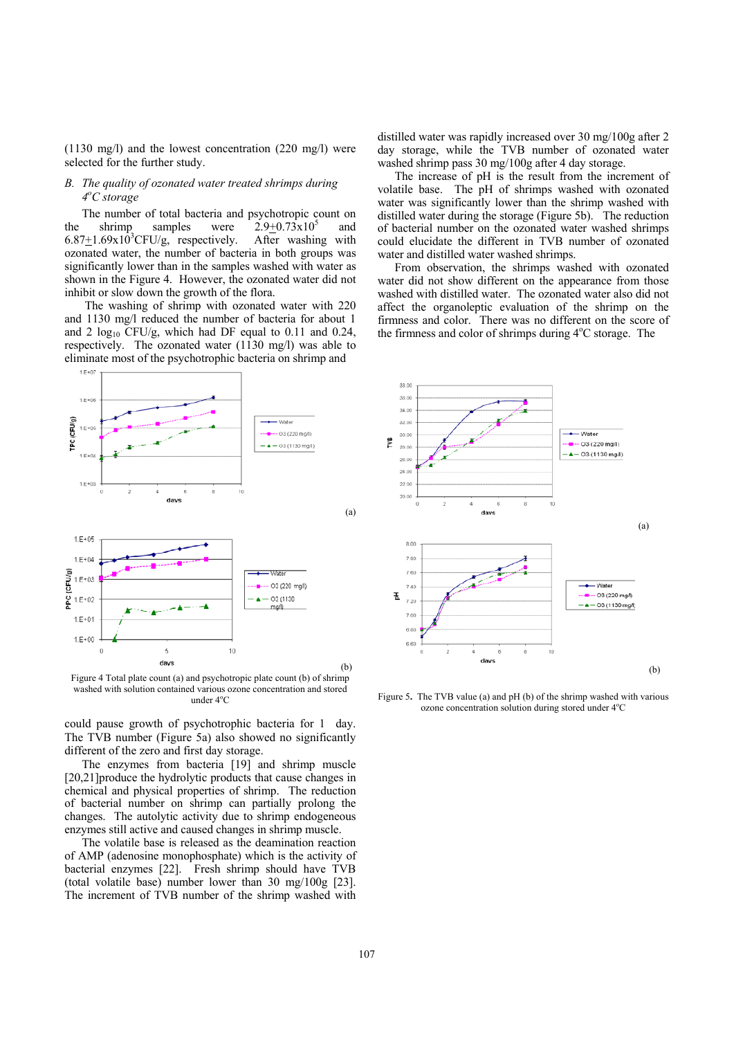(1130 mg/l) and the lowest concentration (220 mg/l) were selected for the further study.

### *B. The quality of ozonated water treated shrimps during 4°C storage*

The number of total bacteria and psychotropic count on the shrimp samples were $2.9 \pm 0.73 \times 10^5$ and $6.87 \pm 1.69 \times 10^3$ CFU/g, respectively. After washing with ozonated water, the number of bacteria in both groups was significantly lower than in the samples washed with water as shown in the Figure 4. However, the ozonated water did not inhibit or slow down the growth of the flora.

The washing of shrimp with ozonated water with 220 and 1130 mg/l reduced the number of bacteria for about 1 and 2 $\log_{10}$ CFU/g, which had DF equal to 0.11 and 0.24, respectively. The ozonated water (1130 mg/l) was able to eliminate most of the psychotropic bacteria on shrimp and could pause growth of psychotropic bacteria for 1 day. The TVB number (Figure 5a) also showed no significantly different of the zero and first day storage.

Figure 4 Total plate count (a) and psychotropic plate count (b) of shrimp washed with solution contained various ozone concentration and stored under 4°C

The enzymes from bacteria [19] and shrimp muscle [20,21]produce the hydrolytic products that cause changes in chemical and physical properties of shrimp. The reduction of bacterial number on shrimp can partially prolong the changes. The autolytic activity due to shrimp endogeneous enzymes still active and caused changes in shrimp muscle.

The volatile base is released as the deamination reaction of AMP (adenosine monophosphate) which is the activity of bacterial enzymes [22]. Fresh shrimp should have TVB (total volatile base) number lower than 30 mg/100g [23]. The increment of TVB number of the shrimp washed with distilled water was rapidly increased over 30 mg/100g after 2 day storage, while the TVB number of ozonated water washed shrimp pass 30 mg/100g after 4 day storage.

The increase of pH is the result from the increment of volatile base. The pH of shrimps washed with ozonated water was significantly lower than the shrimp washed with distilled water during the storage (Figure 5b). The reduction of bacterial number on the ozonated water washed shrimps could elucidate the different in TVB number of ozonated water and distilled water washed shrimps.

From observation, the shrimps washed with ozonated water did not show different on the appearance from those washed with distilled water. The ozonated water also did not affect the organoleptic evaluation of the shrimp on the firmness and color. There was no different on the score of the firmness and color of shrimps during 4°C storage. The

Figure 5. The TVB value (a) and pH (b) of the shrimp washed with various ozone concentration solution during stored under 4°C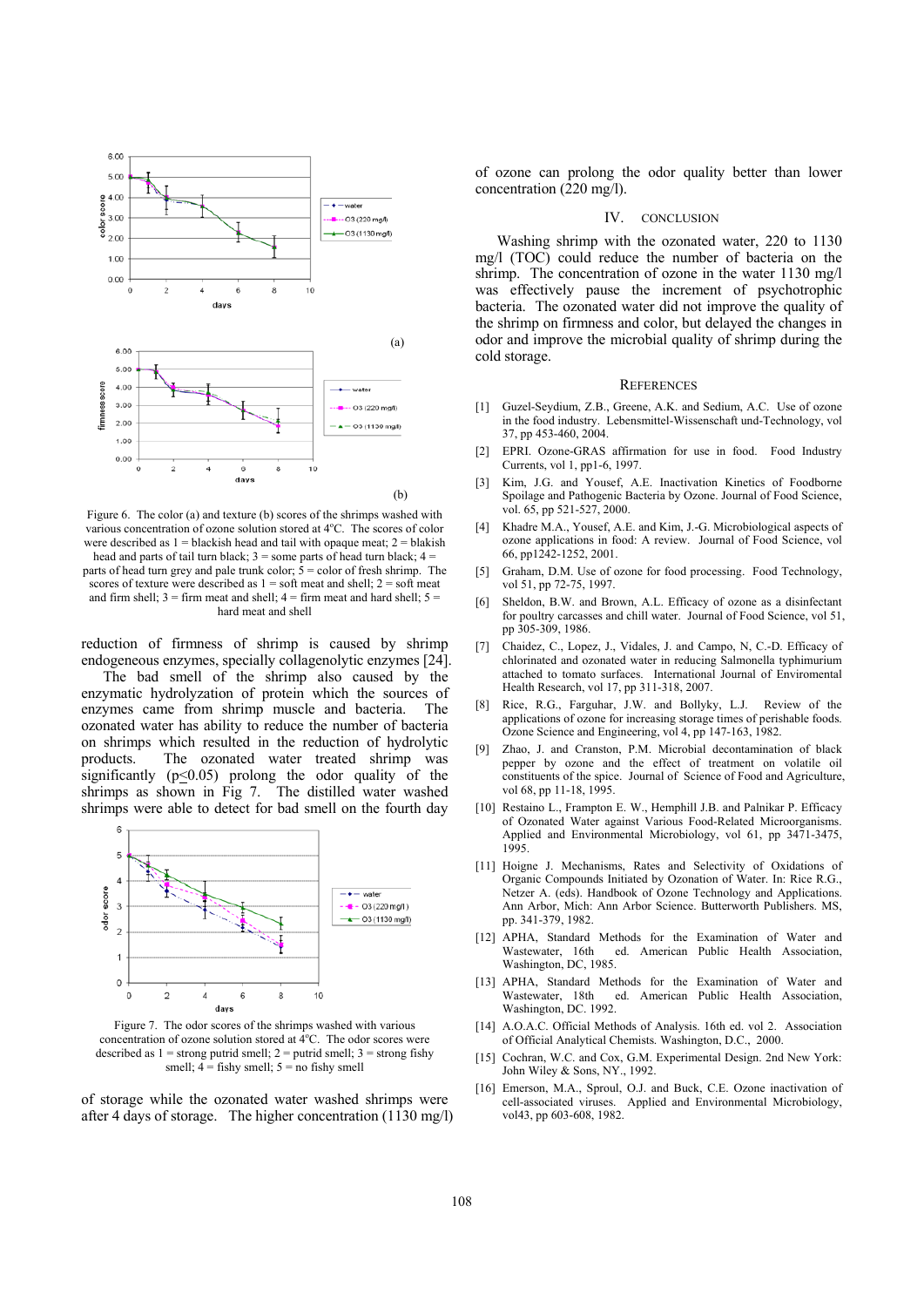Figure 6. The color (a) and texture (b) scores of the shrimps washed with various concentration of ozone solution stored at 4°C. The scores of color were described as 1 = blackish head and tail with opaque meat; 2 = blakish head and parts of tail turn black; 3 = some parts of head turn black; 4 = parts of head turn grey and pale trunk color; 5 = color of fresh shrimp. The scores of texture were described as 1 = soft meat and shell; 2 = soft meat and firm shell; 3 = firm meat and shell; 4 = firm meat and hard shell; 5 = hard meat and shell

reduction of firmness of shrimp is caused by shrimp endogeneous enzymes, specially collagenolytic enzymes [24].

The bad smell of the shrimp also caused by the enzymatic hydrolyzation of protein which the sources of enzymes came from shrimp muscle and bacteria. The ozonated water has ability to reduce the number of bacteria on shrimps which resulted in the reduction of hydrolytic products. The ozonated water treated shrimp was significantly ($p \leq 0.05$) prolong the odor quality of the shrimps as shown in Fig 7. The distilled water washed shrimps were able to detect for bad smell on the fourth day

Figure 7. The odor scores of the shrimps washed with various concentration of ozone solution stored at 4°C. The odor scores were described as 1 = strong putrid smell; 2 = putrid smell; 3 = strong fishy smell; 4 = fishy smell; 5 = no fishy smell

of storage while the ozonated water washed shrimps were after 4 days of storage. The higher concentration (1130 mg/l) of ozone can prolong the odor quality better than lower concentration (220 mg/l).

## IV. CONCLUSION

Washing shrimp with the ozonated water, 220 to 1130 mg/l (TOC) could reduce the number of bacteria on the shrimp. The concentration of ozone in the water 1130 mg/l was effectively pause the increment of psychotrophic bacteria. The ozonated water did not improve the quality of the shrimp on firmness and color, but delayed the changes in odor and improve the microbial quality of shrimp during the cold storage.

## REFERENCES

[1] Guzel-Seydium, Z.B., Greene, A.K. and Sedium, A.C. Use of ozone in the food industry. Lebensmittel-Wissenschaft und-Technology, vol 37, pp 453-460, 2004.

[2] EPRI. Ozone-GRAS affirmation for use in food. Food Industry Currents, vol 1, pp1-6, 1997.

[3] Kim, J.G. and Yousef, A.E. Inactivation Kinetics of Foodborne Spoilage and Pathogenic Bacteria by Ozone. Journal of Food Science, vol. 65, pp 521-527, 2000.

[4] Khadre M.A., Yousef, A.E. and Kim, J.-G. Microbiological aspects of ozone applications in food: A review. Journal of Food Science, vol 66, pp1242-1252, 2001.

[5] Graham, D.M. Use of ozone for food processing. Food Technology, vol 51, pp 72-75, 1997.

[6] Sheldon, B.W. and Brown, A.L. Efficacy of ozone as a disinfectant for poultry carcasses and chill water. Journal of Food Science, vol 51, pp 305-309, 1986.

[7] Chaidez, C., Lopez, J., Vidales, J. and Campo, N, C.-D. Efficacy of chlorinated and ozonated water in reducing Salmonella typhimurium attached to tomato surfaces. International Journal of Enviromental Health Research, vol 17, pp 311-318, 2007.

[8] Rice, R.G., Farguhar, J.W. and Bollyky, L.J. Review of the applications of ozone for increasing storage times of perishable foods. Ozone Science and Engineering, vol 4, pp 147-163, 1982.

[9] Zhao, J. and Cranston, P.M. Microbial decontamination of black pepper by ozone and the effect of treatment on volatile oil constituents of the spice. Journal of Science of Food and Agriculture, vol 68, pp 11-18, 1995.

[10] Restaino L., Frampton E. W., Hemphill J.B. and Palnikar P. Efficacy of Ozonated Water against Various Food-Related Microorganisms. Applied and Environmental Microbiology, vol 61, pp 3471-3475, 1995.

[11] Hoigne J. Mechanisms, Rates and Selectivity of Oxidations of Organic Compounds Initiated by Ozonation of Water. In: Rice R.G., Netzer A. (eds). Handbook of Ozone Technology and Applications. Ann Arbor, Mich: Ann Arbor Science. Butterworth Publishers. MS, pp. 341-379, 1982.

[12] APHA, Standard Methods for the Examination of Water and Wastewater, 16th ed. American Public Health Association, Washington, DC, 1985.

[13] APHA, Standard Methods for the Examination of Water and Wastewater, 18th ed. American Public Health Association, Washington, DC. 1992.

[14] A.O.A.C. Official Methods of Analysis. 16th ed. vol 2. Association of Official Analytical Chemists. Washington, D.C., 2000.

[15] Cochran, W.C. and Cox, G.M. Experimental Design. 2nd New York: John Wiley & Sons, NY., 1992.

[16] Emerson, M.A., Sproul, O.J. and Buck, C.E. Ozone inactivation of cell-associated viruses. Applied and Environmental Microbiology, vol43, pp 603-608, 1982.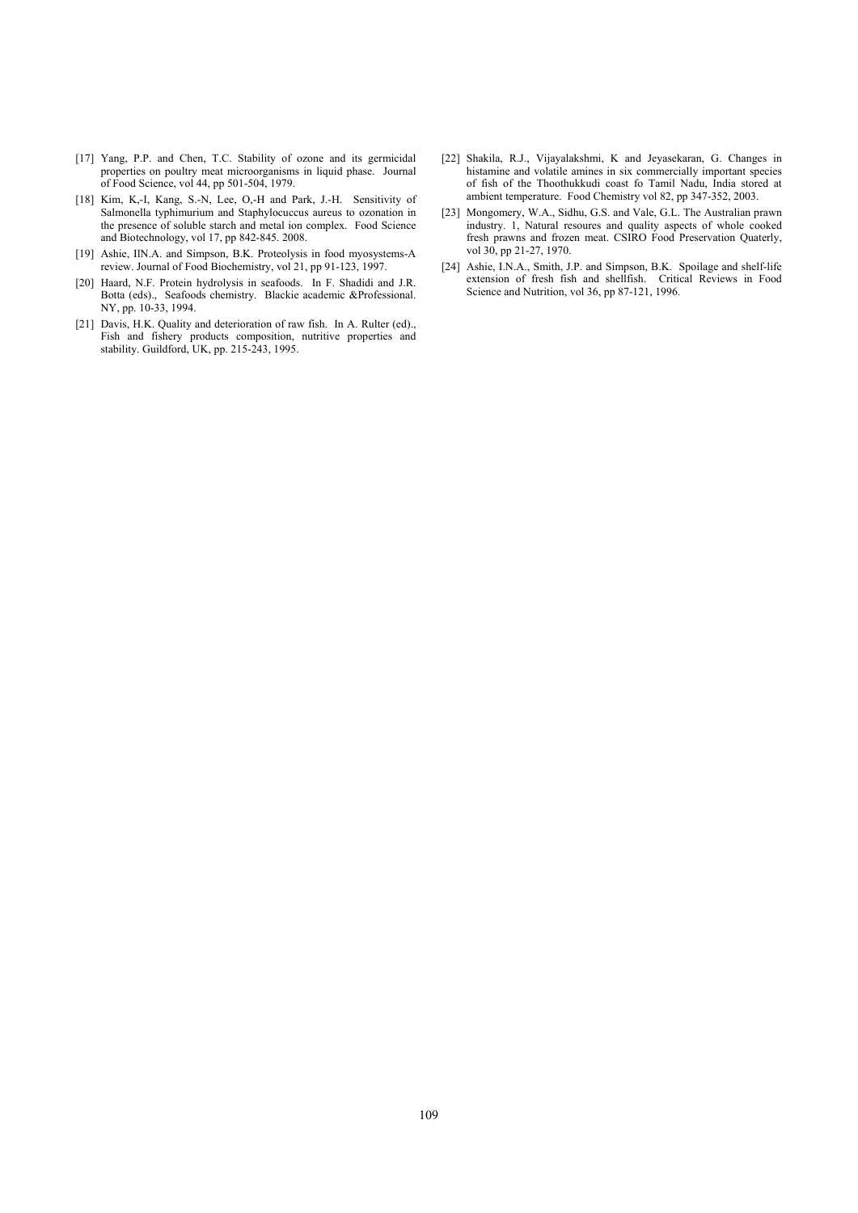[17] Yang, P.P. and Chen, T.C. Stability of ozone and its germicidal properties on poultry meat microorganisms in liquid phase. Journal of Food Science, vol 44, pp 501-504, 1979.

[18] Kim, K,-I, Kang, S.-N, Lee, O,-H and Park, J.-H. Sensitivity of Salmonella typhimurium and Staphylocuccus aureus to ozonation in the presence of soluble starch and metal ion complex. Food Science and Biotechnology, vol 17, pp 842-845. 2008.

[19] Ashie, IlN.A. and Simpson, B.K. Proteolysis in food myosystems-A review. Journal of Food Biochemistry, vol 21, pp 91-123, 1997.

[20] Haard, N.F. Protein hydrolysis in seafoods. In F. Shadidi and J.R. Botta (eds)., Seafoods chemistry. Blackie academic &Professional. NY, pp. 10-33, 1994.

[21] Davis, H.K. Quality and deterioration of raw fish. In A. Rulter (ed)., Fish and fishery products composition, nutritive properties and stability. Guildford, UK, pp. 215-243, 1995.

[22] Shakila, R.J., Vijayalakshmi, K and Jeyasekaran, G. Changes in histamine and volatile amines in six commercially important species of fish of the Thoothukkudi coast fo Tamil Nadu, India stored at ambient temperature. Food Chemistry vol 82, pp 347-352, 2003.

[23] Mongomery, W.A., Sidhu, G.S. and Vale, G.L. The Australian prawn industry. 1, Natural resoures and quality aspects of whole cooked fresh prawns and frozen meat. CSIRO Food Preservation Quaterly, vol 30, pp 21-27, 1970.

[24] Ashie, I.N.A., Smith, J.P. and Simpson, B.K. Spoilage and shelf-life extension of fresh fish and shellfish. Critical Reviews in Food Science and Nutrition, vol 36, pp 87-121, 1996.